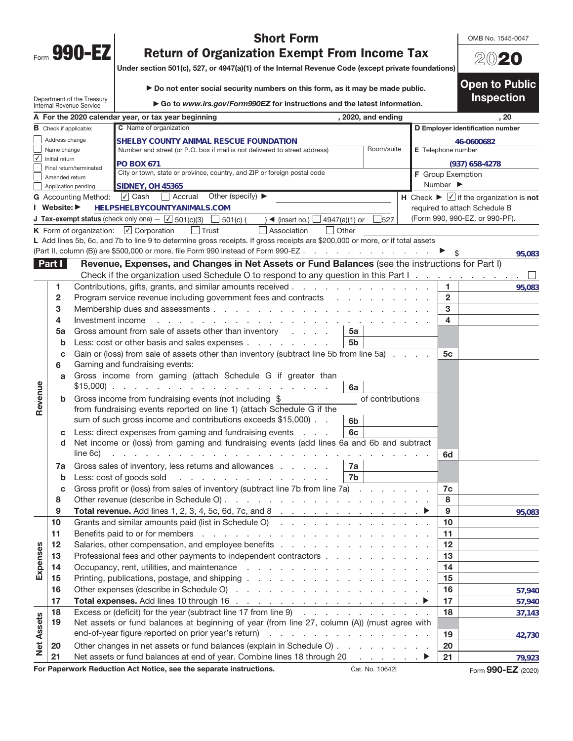Form **990-EZ**

Department of the Treasury
Internal Revenue Service

# Short Form
# Return of Organization Exempt From Income Tax

**Under section 501(c), 527, or 4947(a)(1) of the Internal Revenue Code (except private foundations)**

▶ **Do not enter social security numbers on this form, as it may be made public.**

▶ **Go to *www.irs.gov/Form990EZ* for instructions and the latest information.**

OMB No. 1545-0047

**2020**

**Open to Public Inspection**

**A For the 2020 calendar year, or tax year beginning , 2020, and ending , 20**

**B** Check if applicable:
- ☐ Address change
- ☐ Name change
- ☑ Initial return
- ☐ Final return/terminated
- ☐ Amended return
- ☐ Application pending

**C** Name of organization: **SHELBY COUNTY ANIMAL RESCUE FOUNDATION**

Number and street (or P.O. box if mail is not delivered to street address): **PO BOX 671** Room/suite:

City or town, state or province, country, and ZIP or foreign postal code: **SIDNEY, OH 45365**

**D Employer identification number:** 46-0600682

**E** Telephone number: (937) 658-4278

**F** Group Exemption Number ▶

**G** Accounting Method: ☑ Cash ☐ Accrual Other (specify) ▶

**H** Check ▶ ☑ if the organization is **not** required to attach Schedule B (Form 990, 990-EZ, or 990-PF).

**I Website:** ▶ HELPSHELBYCOUNTYANIMALS.COM

**J Tax-exempt status** (check only one) — ☑ 501(c)(3) ☐ 501(c) ( ) ◀ (insert no.) ☐ 4947(a)(1) or ☐ 527

**K** Form of organization: ☑ Corporation ☐ Trust ☐ Association ☐ Other

**L** Add lines 5b, 6c, and 7b to line 9 to determine gross receipts. If gross receipts are $200,000 or more, or if total assets (Part II, column (B)) are $500,000 or more, file Form 990 instead of Form 990-EZ . . . ▶ $ 95,083

## Part I — Revenue, Expenses, and Changes in Net Assets or Fund Balances (see the instructions for Part I)

Check if the organization used Schedule O to respond to any question in this Part I . . . ☐

| Section | Line | Description | Sub-line | Sub-amount | Line | Amount |
|---|---|---|---|---|---|---|
| Revenue | 1 | Contributions, gifts, grants, and similar amounts received | | | 1 | 95,083 |
| | 2 | Program service revenue including government fees and contracts | | | 2 | |
| | 3 | Membership dues and assessments | | | 3 | |
| | 4 | Investment income | | | 4 | |
| | 5a | Gross amount from sale of assets other than inventory | 5a | | | |
| | b | Less: cost or other basis and sales expenses | 5b | | | |
| | c | Gain or (loss) from sale of assets other than inventory (subtract line 5b from line 5a) | | | 5c | |
| | 6 | Gaming and fundraising events: | | | | |
| | a | Gross income from gaming (attach Schedule G if greater than $15,000) | 6a | | | |
| | b | Gross income from fundraising events (not including $ of contributions from fundraising events reported on line 1) (attach Schedule G if the sum of such gross income and contributions exceeds $15,000) | 6b | | | |
| | c | Less: direct expenses from gaming and fundraising events | 6c | | | |
| | d | Net income or (loss) from gaming and fundraising events (add lines 6a and 6b and subtract line 6c) | | | 6d | |
| | 7a | Gross sales of inventory, less returns and allowances | 7a | | | |
| | b | Less: cost of goods sold | 7b | | | |
| | c | Gross profit or (loss) from sales of inventory (subtract line 7b from line 7a) | | | 7c | |
| | 8 | Other revenue (describe in Schedule O) | | | 8 | |
| | 9 | **Total revenue.** Add lines 1, 2, 3, 4, 5c, 6d, 7c, and 8 ▶ | | | 9 | 95,083 |
| Expenses | 10 | Grants and similar amounts paid (list in Schedule O) | | | 10 | |
| | 11 | Benefits paid to or for members | | | 11 | |
| | 12 | Salaries, other compensation, and employee benefits | | | 12 | |
| | 13 | Professional fees and other payments to independent contractors | | | 13 | |
| | 14 | Occupancy, rent, utilities, and maintenance | | | 14 | |
| | 15 | Printing, publications, postage, and shipping | | | 15 | |
| | 16 | Other expenses (describe in Schedule O) | | | 16 | 57,940 |
| | 17 | **Total expenses.** Add lines 10 through 16 ▶ | | | 17 | 57,940 |
| Net Assets | 18 | Excess or (deficit) for the year (subtract line 17 from line 9) | | | 18 | 37,143 |
| | 19 | Net assets or fund balances at beginning of year (from line 27, column (A)) (must agree with end-of-year figure reported on prior year's return) | | | 19 | 42,730 |
| | 20 | Other changes in net assets or fund balances (explain in Schedule O) | | | 20 | |
| | 21 | Net assets or fund balances at end of year. Combine lines 18 through 20 ▶ | | | 21 | 79,923 |

**For Paperwork Reduction Act Notice, see the separate instructions.** Cat. No. 10642I Form **990-EZ** (2020)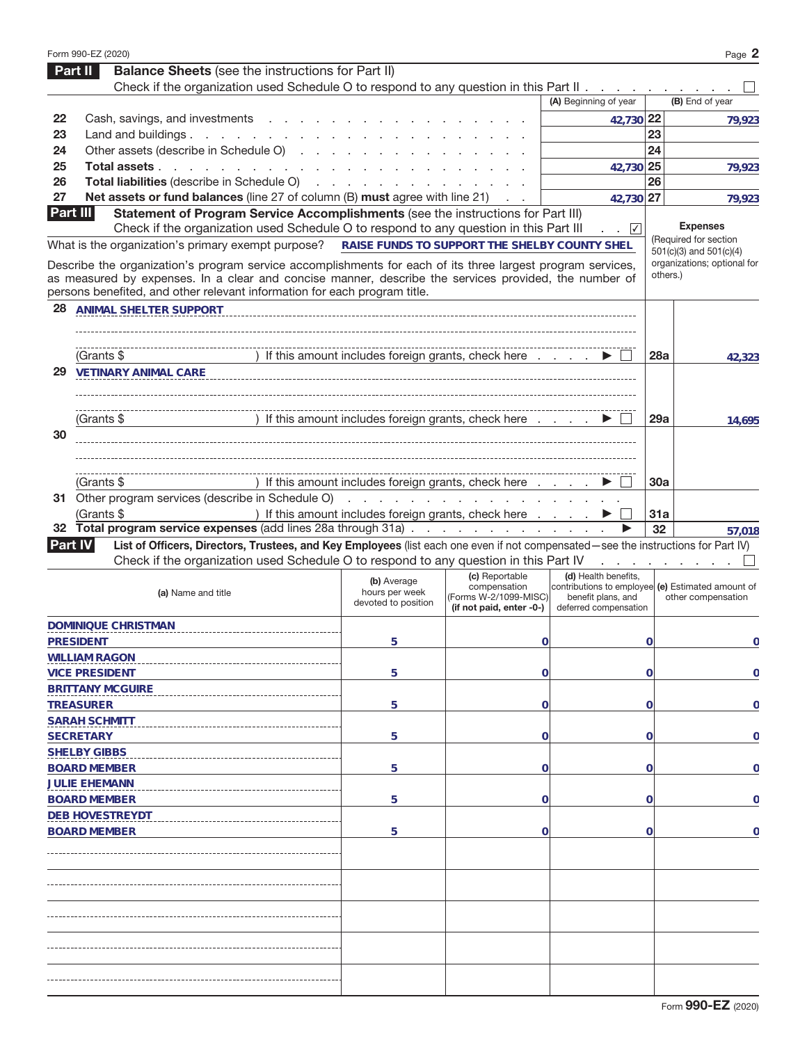Form 990-EZ (2020) Page **2**

## Part II Balance Sheets (see the instructions for Part II)

Check if the organization used Schedule O to respond to any question in this Part II . . . . . . . . . . ☐

| | | (A) Beginning of year | | (B) End of year |
|---|---|---|---|---|
| 22 | Cash, savings, and investments | 42,730 | 22 | 79,923 |
| 23 | Land and buildings | | 23 | |
| 24 | Other assets (describe in Schedule O) | | 24 | |
| 25 | **Total assets** | 42,730 | 25 | 79,923 |
| 26 | **Total liabilities** (describe in Schedule O) | | 26 | |
| 27 | **Net assets or fund balances** (line 27 of column (B) **must** agree with line 21) | 42,730 | 27 | 79,923 |

## Part III Statement of Program Service Accomplishments (see the instructions for Part III)

Check if the organization used Schedule O to respond to any question in this Part III . . ☑

**Expenses** (Required for section 501(c)(3) and 501(c)(4) organizations; optional for others.)

What is the organization's primary exempt purpose? RAISE FUNDS TO SUPPORT THE SHELBY COUNTY SHEL

Describe the organization's program service accomplishments for each of its three largest program services, as measured by expenses. In a clear and concise manner, describe the services provided, the number of persons benefited, and other relevant information for each program title.

| | | | |
|---|---|---|---|
| 28 | ANIMAL SHELTER SUPPORT<br>(Grants $ ) If this amount includes foreign grants, check here ▶ ☐ | 28a | 42,323 |
| 29 | VETINARY ANIMAL CARE<br>(Grants $ ) If this amount includes foreign grants, check here ▶ ☐ | 29a | 14,695 |
| 30 | (Grants $ ) If this amount includes foreign grants, check here ▶ ☐ | 30a | |
| 31 | Other program services (describe in Schedule O)<br>(Grants $ ) If this amount includes foreign grants, check here ▶ ☐ | 31a | |
| 32 | **Total program service expenses** (add lines 28a through 31a) ▶ | 32 | 57,018 |

## Part IV List of Officers, Directors, Trustees, and Key Employees (list each one even if not compensated—see the instructions for Part IV)

Check if the organization used Schedule O to respond to any question in this Part IV . . . . . . . . . ☐

| (a) Name and title | (b) Average hours per week devoted to position | (c) Reportable compensation (Forms W-2/1099-MISC) (if not paid, enter -0-) | (d) Health benefits, contributions to employee benefit plans, and deferred compensation | (e) Estimated amount of other compensation |
|---|---|---|---|---|
| DOMINIQUE CHRISTMAN<br>PRESIDENT | 5 | 0 | 0 | 0 |
| WILLIAM RAGON<br>VICE PRESIDENT | 5 | 0 | 0 | 0 |
| BRITTANY MCGUIRE<br>TREASURER | 5 | 0 | 0 | 0 |
| SARAH SCHMITT<br>SECRETARY | 5 | 0 | 0 | 0 |
| SHELBY GIBBS<br>BOARD MEMBER | 5 | 0 | 0 | 0 |
| JULIE EHEMANN<br>BOARD MEMBER | 5 | 0 | 0 | 0 |
| DEB HOVESTREYDT<br>BOARD MEMBER | 5 | 0 | 0 | 0 |

Form **990-EZ** (2020)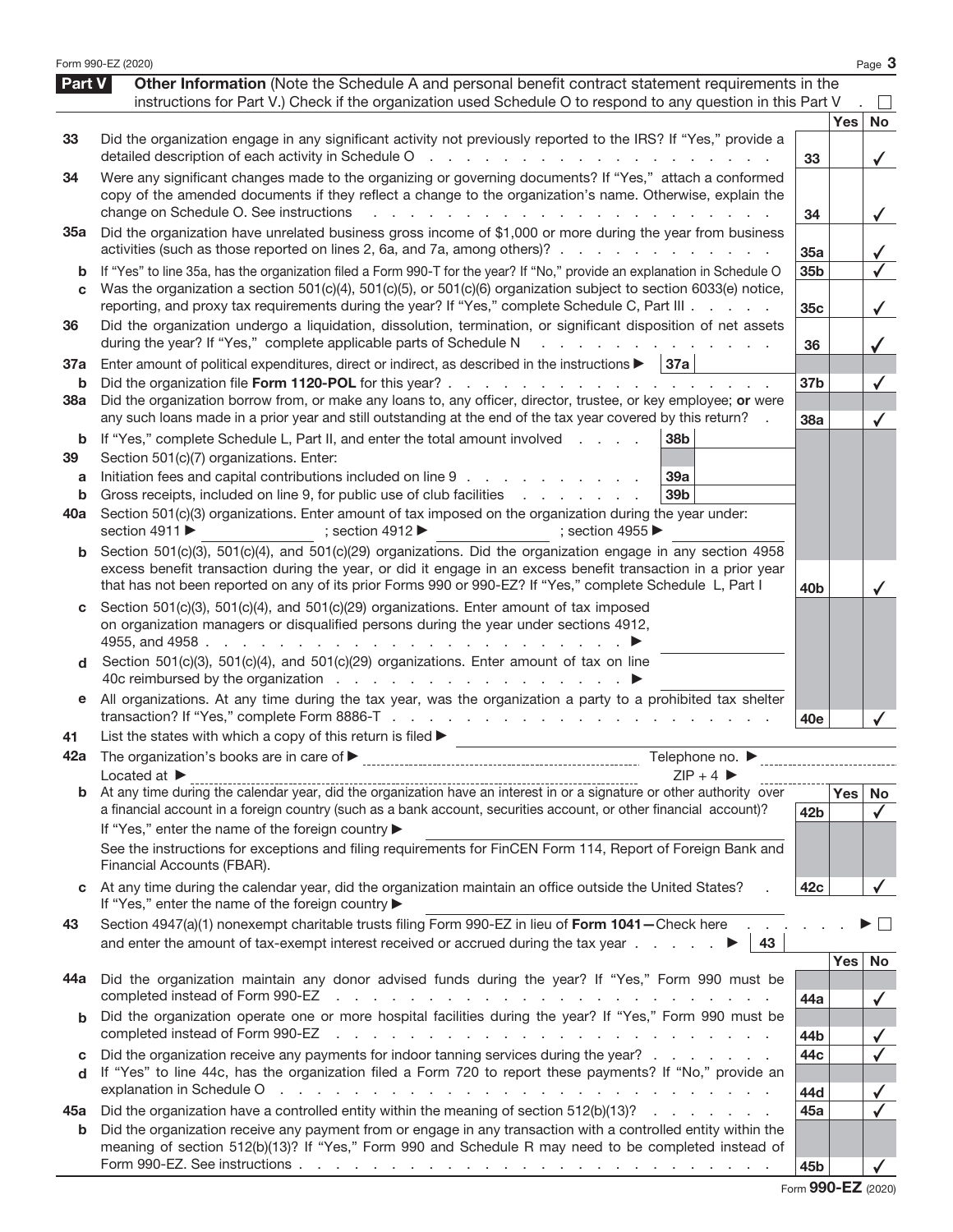Form 990-EZ (2020)

## Part V Other Information

(Note the Schedule A and personal benefit contract statement requirements in the instructions for Part V.) Check if the organization used Schedule O to respond to any question in this Part V . ☐

| | | Line | Yes | No |
|---|---|---|---|---|
| 33 | Did the organization engage in any significant activity not previously reported to the IRS? If "Yes," provide a detailed description of each activity in Schedule O | 33 | | ✓ |
| 34 | Were any significant changes made to the organizing or governing documents? If "Yes," attach a conformed copy of the amended documents if they reflect a change to the organization's name. Otherwise, explain the change on Schedule O. See instructions | 34 | | ✓ |
| 35a | Did the organization have unrelated business gross income of $1,000 or more during the year from business activities (such as those reported on lines 2, 6a, and 7a, among others)? | 35a | | ✓ |
| b | If "Yes" to line 35a, has the organization filed a Form 990-T for the year? If "No," provide an explanation in Schedule O | 35b | | ✓ |
| c | Was the organization a section 501(c)(4), 501(c)(5), or 501(c)(6) organization subject to section 6033(e) notice, reporting, and proxy tax requirements during the year? If "Yes," complete Schedule C, Part III | 35c | | ✓ |
| 36 | Did the organization undergo a liquidation, dissolution, termination, or significant disposition of net assets during the year? If "Yes," complete applicable parts of Schedule N | 36 | | ✓ |
| 37a | Enter amount of political expenditures, direct or indirect, as described in the instructions ▶ 37a | | | |
| b | Did the organization file **Form 1120-POL** for this year? | 37b | | ✓ |
| 38a | Did the organization borrow from, or make any loans to, any officer, director, trustee, or key employee; **or** were any such loans made in a prior year and still outstanding at the end of the tax year covered by this return? | 38a | | ✓ |
| b | If "Yes," complete Schedule L, Part II, and enter the total amount involved 38b | | | |
| 39 | Section 501(c)(7) organizations. Enter: | | | |
| a | Initiation fees and capital contributions included on line 9 39a | | | |
| b | Gross receipts, included on line 9, for public use of club facilities 39b | | | |
| 40a | Section 501(c)(3) organizations. Enter amount of tax imposed on the organization during the year under: section 4911 ▶ ; section 4912 ▶ ; section 4955 ▶ | | | |
| b | Section 501(c)(3), 501(c)(4), and 501(c)(29) organizations. Did the organization engage in any section 4958 excess benefit transaction during the year, or did it engage in an excess benefit transaction in a prior year that has not been reported on any of its prior Forms 990 or 990-EZ? If "Yes," complete Schedule L, Part I | 40b | | ✓ |
| c | Section 501(c)(3), 501(c)(4), and 501(c)(29) organizations. Enter amount of tax imposed on organization managers or disqualified persons during the year under sections 4912, 4955, and 4958 ▶ | | | |
| d | Section 501(c)(3), 501(c)(4), and 501(c)(29) organizations. Enter amount of tax on line 40c reimbursed by the organization ▶ | | | |
| e | All organizations. At any time during the tax year, was the organization a party to a prohibited tax shelter transaction? If "Yes," complete Form 8886-T | 40e | | ✓ |

41 List the states with which a copy of this return is filed ▶

42a The organization's books are in care of ▶ Telephone no. ▶

Located at ▶ ZIP + 4 ▶

| | | Line | Yes | No |
|---|---|---|---|---|
| 42b | At any time during the calendar year, did the organization have an interest in or a signature or other authority over a financial account in a foreign country (such as a bank account, securities account, or other financial account)? If "Yes," enter the name of the foreign country ▶ See the instructions for exceptions and filing requirements for FinCEN Form 114, Report of Foreign Bank and Financial Accounts (FBAR). | 42b | | ✓ |
| c | At any time during the calendar year, did the organization maintain an office outside the United States? If "Yes," enter the name of the foreign country ▶ | 42c | | ✓ |

43 Section 4947(a)(1) nonexempt charitable trusts filing Form 990-EZ in lieu of **Form 1041**—Check here ▶ ☐ and enter the amount of tax-exempt interest received or accrued during the tax year ▶ 43

| | | Line | Yes | No |
|---|---|---|---|---|
| 44a | Did the organization maintain any donor advised funds during the year? If "Yes," Form 990 must be completed instead of Form 990-EZ | 44a | | ✓ |
| b | Did the organization operate one or more hospital facilities during the year? If "Yes," Form 990 must be completed instead of Form 990-EZ | 44b | | ✓ |
| c | Did the organization receive any payments for indoor tanning services during the year? | 44c | | ✓ |
| d | If "Yes" to line 44c, has the organization filed a Form 720 to report these payments? If "No," provide an explanation in Schedule O | 44d | | ✓ |
| 45a | Did the organization have a controlled entity within the meaning of section 512(b)(13)? | 45a | | ✓ |
| b | Did the organization receive any payment from or engage in any transaction with a controlled entity within the meaning of section 512(b)(13)? If "Yes," Form 990 and Schedule R may need to be completed instead of Form 990-EZ. See instructions | 45b | | ✓ |

Form **990-EZ** (2020)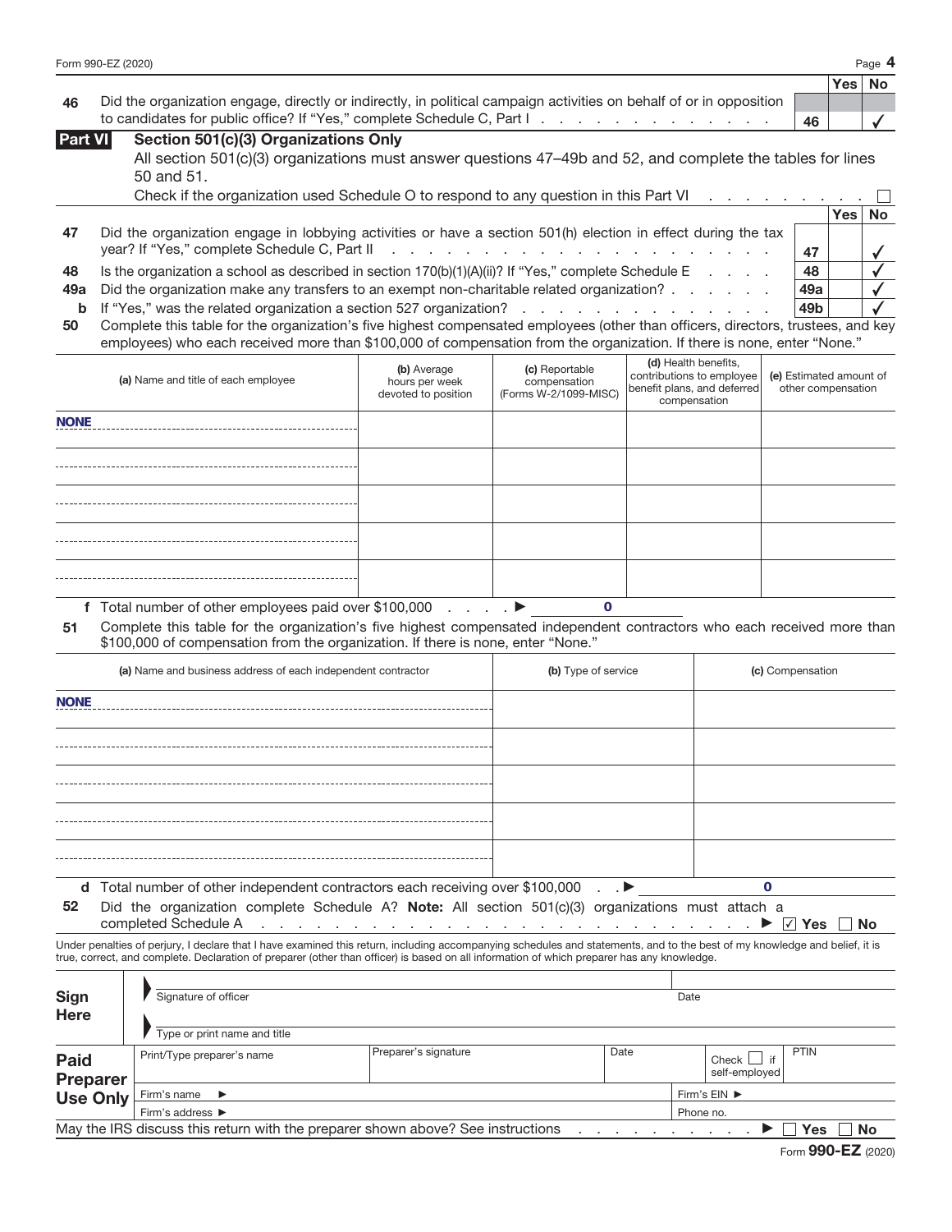Form 990-EZ (2020)

| | | | Yes | No |
|---|---|---|---|---|
| 46 | Did the organization engage, directly or indirectly, in political campaign activities on behalf of or in opposition to candidates for public office? If "Yes," complete Schedule C, Part I | 46 | | ✓ |

## Part VI Section 501(c)(3) Organizations Only

All section 501(c)(3) organizations must answer questions 47–49b and 52, and complete the tables for lines 50 and 51.

Check if the organization used Schedule O to respond to any question in this Part VI ☐

| | | | Yes | No |
|---|---|---|---|---|
| 47 | Did the organization engage in lobbying activities or have a section 501(h) election in effect during the tax year? If "Yes," complete Schedule C, Part II | 47 | | ✓ |
| 48 | Is the organization a school as described in section 170(b)(1)(A)(ii)? If "Yes," complete Schedule E | 48 | | ✓ |
| 49a | Did the organization make any transfers to an exempt non-charitable related organization? | 49a | | ✓ |
| b | If "Yes," was the related organization a section 527 organization? | 49b | | ✓ |

**50** Complete this table for the organization's five highest compensated employees (other than officers, directors, trustees, and key employees) who each received more than $100,000 of compensation from the organization. If there is none, enter "None."

| (a) Name and title of each employee | (b) Average hours per week devoted to position | (c) Reportable compensation (Forms W-2/1099-MISC) | (d) Health benefits, contributions to employee benefit plans, and deferred compensation | (e) Estimated amount of other compensation |
|---|---|---|---|---|
| NONE | | | | |
| | | | | |
| | | | | |
| | | | | |
| | | | | |

**f** Total number of other employees paid over $100,000 ▶ 0

**51** Complete this table for the organization's five highest compensated independent contractors who each received more than $100,000 of compensation from the organization. If there is none, enter "None."

| (a) Name and business address of each independent contractor | (b) Type of service | (c) Compensation |
|---|---|---|
| NONE | | |
| | | |
| | | |
| | | |
| | | |

**d** Total number of other independent contractors each receiving over $100,000 ▶ 0

**52** Did the organization complete Schedule A? **Note:** All section 501(c)(3) organizations must attach a completed Schedule A ▶ ☑ Yes ☐ No

Under penalties of perjury, I declare that I have examined this return, including accompanying schedules and statements, and to the best of my knowledge and belief, it is true, correct, and complete. Declaration of preparer (other than officer) is based on all information of which preparer has any knowledge.

**Sign Here**

▶ Signature of officer | Date

▶ Type or print name and title

**Paid Preparer Use Only**

| Print/Type preparer's name | Preparer's signature | Date | Check ☐ if self-employed | PTIN |
|---|---|---|---|---|
| Firm's name ▶ | | | Firm's EIN ▶ | |
| Firm's address ▶ | | | Phone no. | |

May the IRS discuss this return with the preparer shown above? See instructions ▶ ☐ Yes ☐ No

Form **990-EZ** (2020)